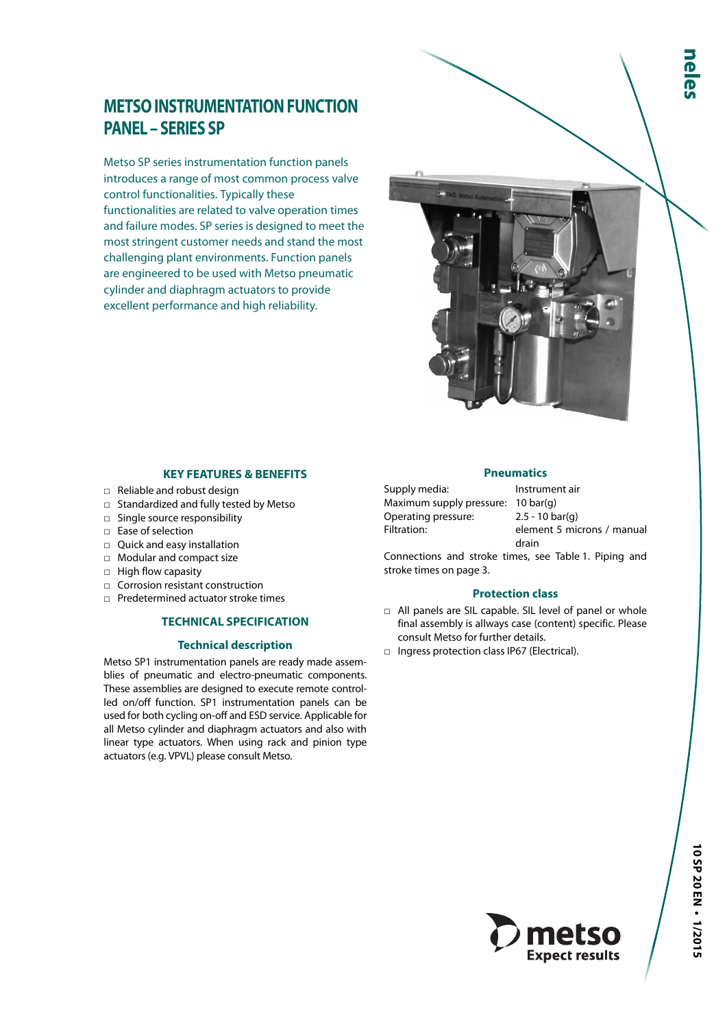# METSO INSTRUMENTATION FUNCTION PANEL – SERIES SP

Metso SP series instrumentation function panels introduces a range of most common process valve control functionalities. Typically these functionalities are related to valve operation times and failure modes. SP series is designed to meet the most stringent customer needs and stand the most challenging plant environments. Function panels are engineered to be used with Metso pneumatic cylinder and diaphragm actuators to provide excellent performance and high reliability.

## KEY FEATURES & BENEFITS

- Reliable and robust design
- Standardized and fully tested by Metso
- Single source responsibility
- Ease of selection
- Quick and easy installation
- Modular and compact size
- High flow capasity
- Corrosion resistant construction
- Predetermined actuator stroke times

## TECHNICAL SPECIFICATION

### Technical description

Metso SP1 instrumentation panels are ready made assemblies of pneumatic and electro-pneumatic components. These assemblies are designed to execute remote controlled on/off function. SP1 instrumentation panels can be used for both cycling on-off and ESD service. Applicable for all Metso cylinder and diaphragm actuators and also with linear type actuators. When using rack and pinion type actuators (e.g. VPVL) please consult Metso.

### Pneumatics

| | |
|---|---|
| Supply media: | Instrument air |
| Maximum supply pressure: | 10 bar(g) |
| Operating pressure: | 2.5 - 10 bar(g) |
| Filtration: | element 5 microns / manual drain |

Connections and stroke times, see Table 1. Piping and stroke times on page 3.

### Protection class

- All panels are SIL capable. SIL level of panel or whole final assembly is allways case (content) specific. Please consult Metso for further details.
- Ingress protection class IP67 (Electrical).

10 SP 20 EN • 1/2015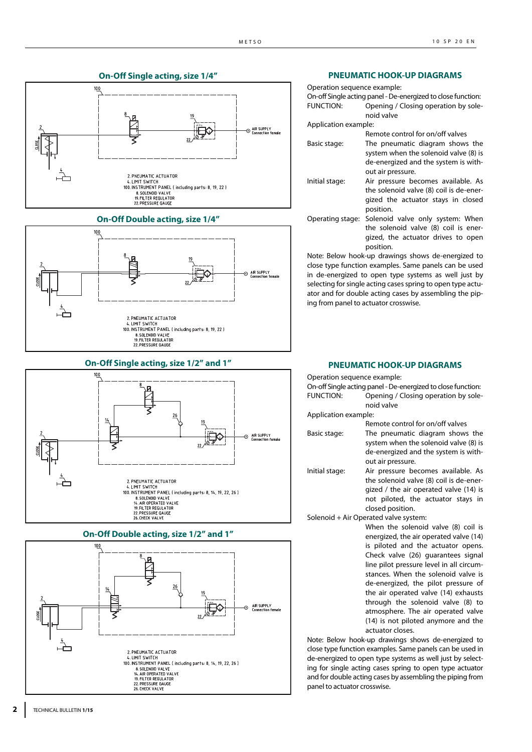## On-Off Single acting, size 1/4"

100

8

19

2

CLOSE

22

AIR SUPPLY
Connection female

4

2. PNEUMATIC ACTUATOR
4. LIMIT SWITCH
100. INSTRUMENT PANEL ( including parts: 8, 19, 22 )
8. SOLENOID VALVE
19. FILTER REGULATOR
22. PRESSURE GAUGE

## On-Off Double acting, size 1/4"

100

8

19

2

CLOSE

22

AIR SUPPLY
Connection female

4

2. PNEUMATIC ACTUATOR
4. LIMIT SWITCH
100. INSTRUMENT PANEL ( including parts: 8, 19, 22 )
8. SOLENOID VALVE
19. FILTER REGULATOR
22. PRESSURE GAUGE

## On-Off Single acting, size 1/2" and 1"

100

8

26

14

19

2

CLOSE

22

AIR SUPPLY
Connection female

4

2. PNEUMATIC ACTUATOR
4. LIMIT SWITCH
100. INSTRUMENT PANEL ( including parts: 8, 14, 19, 22, 26 )
8. SOLENOID VALVE
14. AIR OPERATED VALVE
19. FILTER REGULATOR
22. PRESSURE GAUGE
26. CHECK VALVE

## On-Off Double acting, size 1/2" and 1"

100

8

26

14

19

2

CLOSE

22

AIR SUPPLY
Connection female

4

2. PNEUMATIC ACTUATOR
4. LIMIT SWITCH
100. INSTRUMENT PANEL ( including parts: 8, 14, 19, 22, 26 )
8. SOLENOID VALVE
14. AIR OPERATED VALVE
19. FILTER REGULATOR
22. PRESSURE GAUGE
26. CHECK VALVE

## PNEUMATIC HOOK-UP DIAGRAMS

Operation sequence example:

On-off Single acting panel - De-energized to close function:

FUNCTION: Opening / Closing operation by solenoid valve

Application example:
Remote control for on/off valves

Basic stage: The pneumatic diagram shows the system when the solenoid valve (8) is de-energized and the system is without air pressure.

Initial stage: Air pressure becomes available. As the solenoid valve (8) coil is de-energized the actuator stays in closed position.

Operating stage: Solenoid valve only system: When the solenoid valve (8) coil is energized, the actuator drives to open position.

Note: Below hook-up drawings shows de-energized to close type function examples. Same panels can be used in de-energized to open type systems as well just by selecting for single acting cases spring to open type actuator and for double acting cases by assembling the piping from panel to actuator crosswise.

## PNEUMATIC HOOK-UP DIAGRAMS

Operation sequence example:

On-off Single acting panel - De-energized to close function:

FUNCTION: Opening / Closing operation by solenoid valve

Application example:
Remote control for on/off valves

Basic stage: The pneumatic diagram shows the system when the solenoid valve (8) is de-energized and the system is without air pressure.

Initial stage: Air pressure becomes available. As the solenoid valve (8) coil is de-energized / the air operated valve (14) is not piloted, the actuator stays in closed position.

Solenoid + Air Operated valve system:
When the solenoid valve (8) coil is energized, the air operated valve (14) is piloted and the actuator opens. Check valve (26) guarantees signal line pilot pressure level in all circumstances. When the solenoid valve is de-energized, the pilot pressure of the air operated valve (14) exhausts through the solenoid valve (8) to atmosphere. The air operated valve (14) is not piloted anymore and the actuator closes.

Note: Below hook-up drawings shows de-energized to close type function examples. Same panels can be used in de-energized to open type systems as well just by selecting for single acting cases spring to open type actuator and for double acting cases by assembling the piping from panel to actuator crosswise.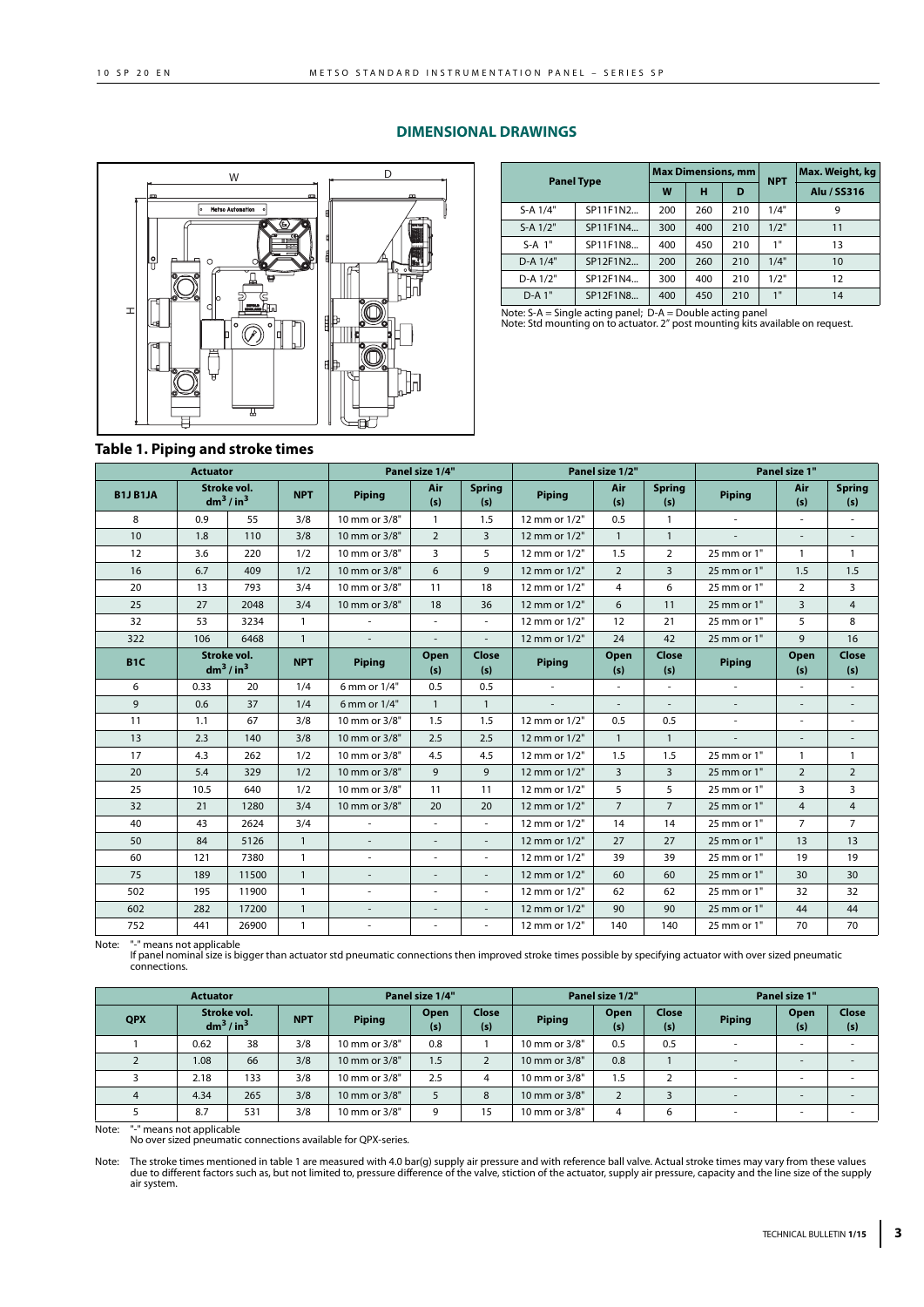## DIMENSIONAL DRAWINGS

| Panel Type | | Max Dimensions, mm | | | NPT | Max. Weight, kg |
|---|---|---|---|---|---|---|
| | | W | H | D | | Alu / SS316 |
| S-A 1/4" | SP11F1N2... | 200 | 260 | 210 | 1/4" | 9 |
| S-A 1/2" | SP11F1N4... | 300 | 400 | 210 | 1/2" | 11 |
| S-A 1" | SP11F1N8... | 400 | 450 | 210 | 1" | 13 |
| D-A 1/4" | SP12F1N2... | 200 | 260 | 210 | 1/4" | 10 |
| D-A 1/2" | SP12F1N4... | 300 | 400 | 210 | 1/2" | 12 |
| D-A 1" | SP12F1N8... | 400 | 450 | 210 | 1" | 14 |

Note: S-A = Single acting panel; D-A = Double acting panel
Note: Std mounting on to actuator. 2" post mounting kits available on request.

### Table 1. Piping and stroke times

| Actuator | | | | Panel size 1/4" | | | Panel size 1/2" | | | Panel size 1" | | |
|---|---|---|---|---|---|---|---|---|---|---|---|---|
| B1J B1JA | Stroke vol. $dm^3$ / $in^3$ | | NPT | Piping | Air (s) | Spring (s) | Piping | Air (s) | Spring (s) | Piping | Air (s) | Spring (s) |
| 8 | 0.9 | 55 | 3/8 | 10 mm or 3/8" | 1 | 1.5 | 12 mm or 1/2" | 0.5 | 1 | - | - | - |
| 10 | 1.8 | 110 | 3/8 | 10 mm or 3/8" | 2 | 3 | 12 mm or 1/2" | 1 | 1 | - | - | - |
| 12 | 3.6 | 220 | 1/2 | 10 mm or 3/8" | 3 | 5 | 12 mm or 1/2" | 1.5 | 2 | 25 mm or 1" | 1 | 1 |
| 16 | 6.7 | 409 | 1/2 | 10 mm or 3/8" | 6 | 9 | 12 mm or 1/2" | 2 | 3 | 25 mm or 1" | 1.5 | 1.5 |
| 20 | 13 | 793 | 3/4 | 10 mm or 3/8" | 11 | 18 | 12 mm or 1/2" | 4 | 6 | 25 mm or 1" | 2 | 3 |
| 25 | 27 | 2048 | 3/4 | 10 mm or 3/8" | 18 | 36 | 12 mm or 1/2" | 6 | 11 | 25 mm or 1" | 3 | 4 |
| 32 | 53 | 3234 | 1 | - | - | - | 12 mm or 1/2" | 12 | 21 | 25 mm or 1" | 5 | 8 |
| 322 | 106 | 6468 | 1 | - | - | - | 12 mm or 1/2" | 24 | 42 | 25 mm or 1" | 9 | 16 |
| B1C | Stroke vol. $dm^3$ / $in^3$ | | NPT | Piping | Open (s) | Close (s) | Piping | Open (s) | Close (s) | Piping | Open (s) | Close (s) |
| 6 | 0.33 | 20 | 1/4 | 6 mm or 1/4" | 0.5 | 0.5 | - | - | - | - | - | - |
| 9 | 0.6 | 37 | 1/4 | 6 mm or 1/4" | 1 | 1 | - | - | - | - | - | - |
| 11 | 1.1 | 67 | 3/8 | 10 mm or 3/8" | 1.5 | 1.5 | 12 mm or 1/2" | 0.5 | 0.5 | - | - | - |
| 13 | 2.3 | 140 | 3/8 | 10 mm or 3/8" | 2.5 | 2.5 | 12 mm or 1/2" | 1 | 1 | - | - | - |
| 17 | 4.3 | 262 | 1/2 | 10 mm or 3/8" | 4.5 | 4.5 | 12 mm or 1/2" | 1.5 | 1.5 | 25 mm or 1" | 1 | 1 |
| 20 | 5.4 | 329 | 1/2 | 10 mm or 3/8" | 9 | 9 | 12 mm or 1/2" | 3 | 3 | 25 mm or 1" | 2 | 2 |
| 25 | 10.5 | 640 | 1/2 | 10 mm or 3/8" | 11 | 11 | 12 mm or 1/2" | 5 | 5 | 25 mm or 1" | 3 | 3 |
| 32 | 21 | 1280 | 3/4 | 10 mm or 3/8" | 20 | 20 | 12 mm or 1/2" | 7 | 7 | 25 mm or 1" | 4 | 4 |
| 40 | 43 | 2624 | 3/4 | - | - | - | 12 mm or 1/2" | 14 | 14 | 25 mm or 1" | 7 | 7 |
| 50 | 84 | 5126 | 1 | - | - | - | 12 mm or 1/2" | 27 | 27 | 25 mm or 1" | 13 | 13 |
| 60 | 121 | 7380 | 1 | - | - | - | 12 mm or 1/2" | 39 | 39 | 25 mm or 1" | 19 | 19 |
| 75 | 189 | 11500 | 1 | - | - | - | 12 mm or 1/2" | 60 | 60 | 25 mm or 1" | 30 | 30 |
| 502 | 195 | 11900 | 1 | - | - | - | 12 mm or 1/2" | 62 | 62 | 25 mm or 1" | 32 | 32 |
| 602 | 282 | 17200 | 1 | - | - | - | 12 mm or 1/2" | 90 | 90 | 25 mm or 1" | 44 | 44 |
| 752 | 441 | 26900 | 1 | - | - | - | 12 mm or 1/2" | 140 | 140 | 25 mm or 1" | 70 | 70 |

Note: "-" means not applicable
If panel nominal size is bigger than actuator std pneumatic connections then improved stroke times possible by specifying actuator with over sized pneumatic connections.

| Actuator | | | | Panel size 1/4" | | | Panel size 1/2" | | | Panel size 1" | | |
|---|---|---|---|---|---|---|---|---|---|---|---|---|
| QPX | Stroke vol. $dm^3$ / $in^3$ | | NPT | Piping | Open (s) | Close (s) | Piping | Open (s) | Close (s) | Piping | Open (s) | Close (s) |
| 1 | 0.62 | 38 | 3/8 | 10 mm or 3/8" | 0.8 | 1 | 10 mm or 3/8" | 0.5 | 0.5 | - | - | - |
| 2 | 1.08 | 66 | 3/8 | 10 mm or 3/8" | 1.5 | 2 | 10 mm or 3/8" | 0.8 | 1 | - | - | - |
| 3 | 2.18 | 133 | 3/8 | 10 mm or 3/8" | 2.5 | 4 | 10 mm or 3/8" | 1.5 | 2 | - | - | - |
| 4 | 4.34 | 265 | 3/8 | 10 mm or 3/8" | 5 | 8 | 10 mm or 3/8" | 2 | 3 | - | - | - |
| 5 | 8.7 | 531 | 3/8 | 10 mm or 3/8" | 9 | 15 | 10 mm or 3/8" | 4 | 6 | - | - | - |

Note: "-" means not applicable
No over sized pneumatic connections available for QPX-series.

Note: The stroke times mentioned in table 1 are measured with 4.0 bar(g) supply air pressure and with reference ball valve. Actual stroke times may vary from these values due to different factors such as, but not limited to, pressure difference of the valve, stiction of the actuator, supply air pressure, capacity and the line size of the supply air system.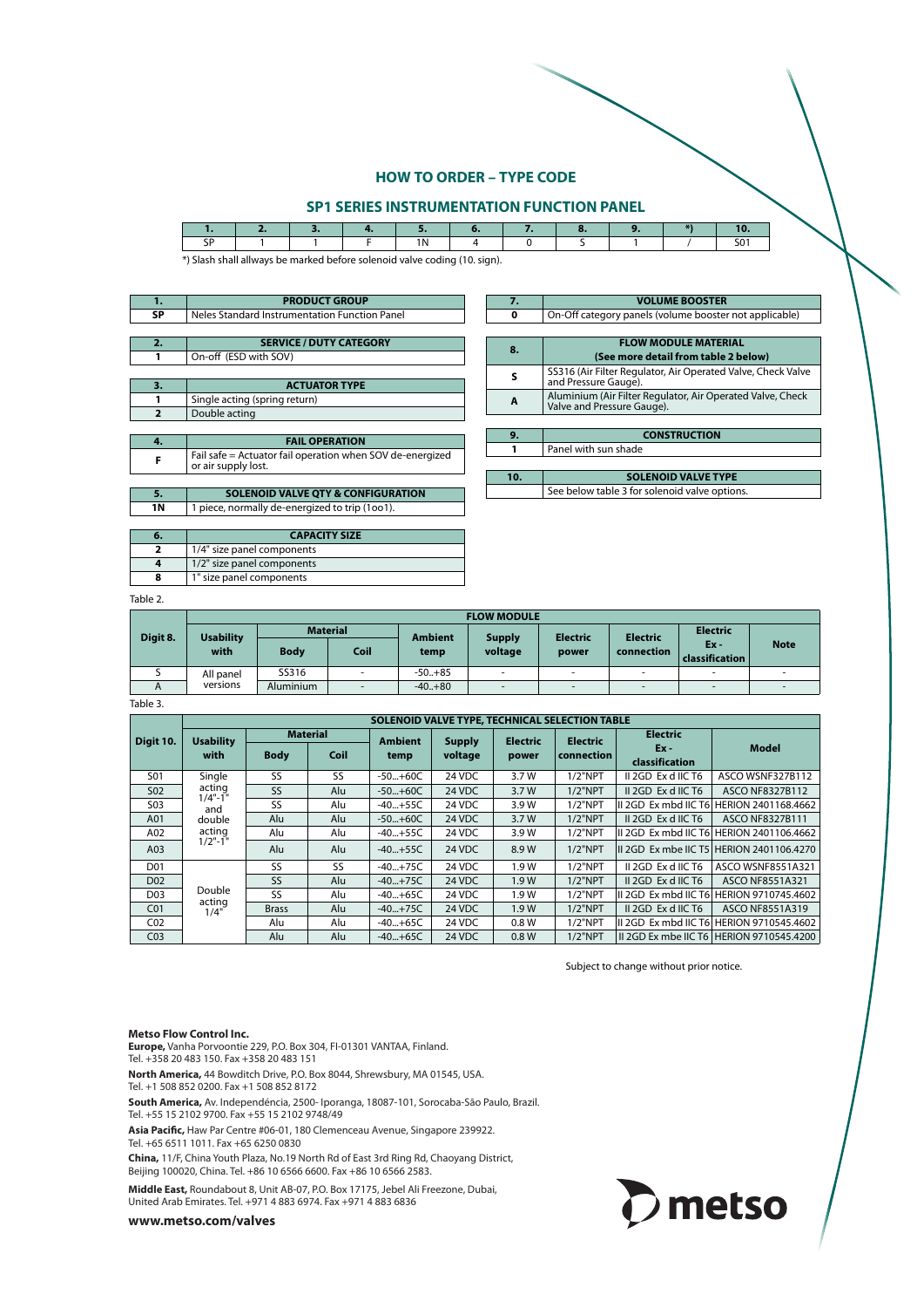## HOW TO ORDER – TYPE CODE

### SP1 SERIES INSTRUMENTATION FUNCTION PANEL

| 1. | 2. | 3. | 4. | 5. | 6. | 7. | 8. | 9. | *) | 10. |
|---|---|---|---|---|---|---|---|---|---|---|
| SP | 1 | 1 | F | 1N | 4 | 0 | S | 1 | / | S01 |

*) Slash shall allways be marked before solenoid valve coding (10. sign).

| 1. | PRODUCT GROUP |
|---|---|
| SP | Neles Standard Instrumentation Function Panel |

| 2. | SERVICE / DUTY CATEGORY |
|---|---|
| 1 | On-off (ESD with SOV) |

| 3. | ACTUATOR TYPE |
|---|---|
| 1 | Single acting (spring return) |
| 2 | Double acting |

| 4. | FAIL OPERATION |
|---|---|
| F | Fail safe = Actuator fail operation when SOV de-energized or air supply lost. |

| 5. | SOLENOID VALVE QTY & CONFIGURATION |
|---|---|
| 1N | 1 piece, normally de-energized to trip (1oo1). |

| 6. | CAPACITY SIZE |
|---|---|
| 2 | 1/4" size panel components |
| 4 | 1/2" size panel components |
| 8 | 1" size panel components |

| 7. | VOLUME BOOSTER |
|---|---|
| 0 | On-Off category panels (volume booster not applicable) |

| 8. | FLOW MODULE MATERIAL (See more detail from table 2 below) |
|---|---|
| S | SS316 (Air Filter Regulator, Air Operated Valve, Check Valve and Pressure Gauge). |
| A | Aluminium (Air Filter Regulator, Air Operated Valve, Check Valve and Pressure Gauge). |

| 9. | CONSTRUCTION |
|---|---|
| 1 | Panel with sun shade |

| 10. | SOLENOID VALVE TYPE |
|---|---|
| | See below table 3 for solenoid valve options. |

Table 2.

| Digit 8. | FLOW MODULE | | | | | | | | |
|---|---|---|---|---|---|---|---|---|---|
| | Usability with | Material | | Ambient temp | Supply voltage | Electric power | Electric connection | Electric Ex - classification | Note |
| | | Body | Coil | | | | | | |
| S | All panel versions | SS316 | - | -50..+85 | - | - | - | - | - |
| A | | Aluminium | - | -40..+80 | - | - | - | - | - |

Table 3.

| Digit 10. | SOLENOID VALVE TYPE, TECHNICAL SELECTION TABLE | | | | | | | | |
|---|---|---|---|---|---|---|---|---|---|
| | Usability with | Material | | Ambient temp | Supply voltage | Electric power | Electric connection | Electric Ex - classification | Model |
| | | Body | Coil | | | | | | |
| S01 | Single acting 1/4"-1" and double acting 1/2"-1" | SS | SS | -50…+60C | 24 VDC | 3.7 W | 1/2"NPT | II 2GD Ex d IIC T6 | ASCO WSNF327B112 |
| S02 | | SS | Alu | -50…+60C | 24 VDC | 3.7 W | 1/2"NPT | II 2GD Ex d IIC T6 | ASCO NF8327B112 |
| S03 | | SS | Alu | -40…+55C | 24 VDC | 3.9 W | 1/2"NPT | II 2GD Ex mbd IIC T6 | HERION 2401168.4662 |
| A01 | | Alu | Alu | -50…+60C | 24 VDC | 3.7 W | 1/2"NPT | II 2GD Ex d IIC T6 | ASCO NF8327B111 |
| A02 | | Alu | Alu | -40…+55C | 24 VDC | 3.9 W | 1/2"NPT | II 2GD Ex mbd IIC T6 | HERION 2401106.4662 |
| A03 | | Alu | Alu | -40…+55C | 24 VDC | 8.9 W | 1/2"NPT | II 2GD Ex mbe IIC T5 | HERION 2401106.4270 |
| D01 | Double acting 1/4" | SS | SS | -40…+75C | 24 VDC | 1.9 W | 1/2"NPT | II 2GD Ex d IIC T6 | ASCO WSNF8551A321 |
| D02 | | SS | Alu | -40…+75C | 24 VDC | 1.9 W | 1/2"NPT | II 2GD Ex d IIC T6 | ASCO NF8551A321 |
| D03 | | SS | Alu | -40…+65C | 24 VDC | 1.9 W | 1/2"NPT | II 2GD Ex mbd IIC T6 | HERION 9710745.4602 |
| C01 | | Brass | Alu | -40…+75C | 24 VDC | 1.9 W | 1/2"NPT | II 2GD Ex d IIC T6 | ASCO NF8551A319 |
| C02 | | Alu | Alu | -40…+65C | 24 VDC | 0.8 W | 1/2"NPT | II 2GD Ex mbd IIC T6 | HERION 9710545.4602 |
| C03 | | Alu | Alu | -40…+65C | 24 VDC | 0.8 W | 1/2"NPT | II 2GD Ex mbe IIC T6 | HERION 9710545.4200 |

Subject to change without prior notice.

**Metso Flow Control Inc.**

**Europe,** Vanha Porvoontie 229, P.O. Box 304, FI-01301 VANTAA, Finland.
Tel. +358 20 483 150. Fax +358 20 483 151

**North America,** 44 Bowditch Drive, P.O. Box 8044, Shrewsbury, MA 01545, USA.
Tel. +1 508 852 0200. Fax +1 508 852 8172

**South America,** Av. Independéncia, 2500- Iporanga, 18087-101, Sorocaba-São Paulo, Brazil.
Tel. +55 15 2102 9700. Fax +55 15 2102 9748/49

**Asia Pacific,** Haw Par Centre #06-01, 180 Clemenceau Avenue, Singapore 239922.
Tel. +65 6511 1011. Fax +65 6250 0830

**China,** 11/F, China Youth Plaza, No.19 North Rd of East 3rd Ring Rd, Chaoyang District,
Beijing 100020, China. Tel. +86 10 6566 6600. Fax +86 10 6566 2583.

**Middle East,** Roundabout 8, Unit AB-07, P.O. Box 17175, Jebel Ali Freezone, Dubai,
United Arab Emirates. Tel. +971 4 883 6974. Fax +971 4 883 6836

**www.metso.com/valves**

metso